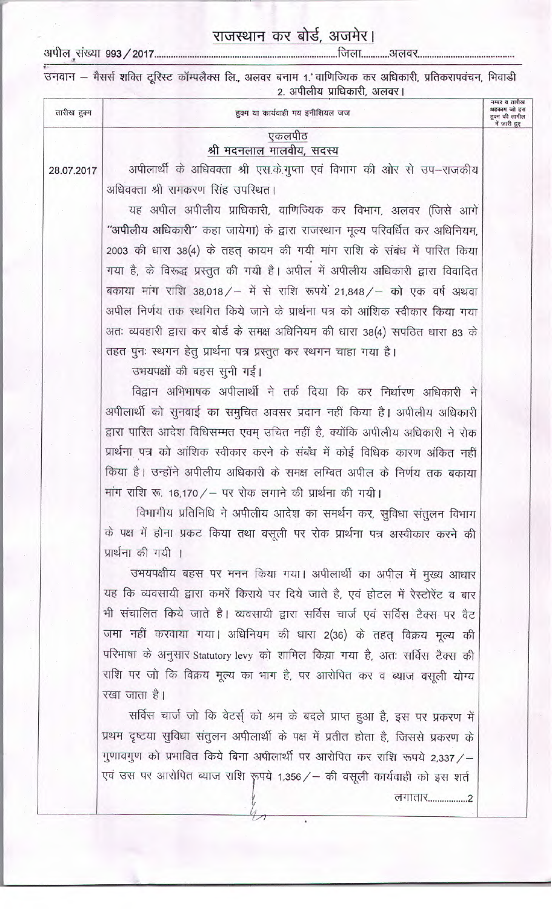# राजस्थान कर बोर्ड, अजमेर।

अपील संख्या 993/2017..........................................................................जिला...........अलवर........................................

उनवान – मैसर्स शक्ति टूरिस्ट कॉम्पलैक्स लि., अलवर बनाम 1. वाणिज्यिक कर अधिकारी, प्रतिकरापवंचन, भिवाडी 2. अपीलीय प्राधिकारी, अलवर।

| तारीख हुक्म | हुक्म या कार्यवाही मय इनीशियल जज | नम्बर व तारीख अहकाम जो इस हुक्म की तामील में जारी हुए |
|---|---|---|
| | **एकलपीठ**<br>**श्री मदनलाल मालवीय, सदस्य** | |
| 28.07.2017 | अपीलार्थी के अधिवक्ता श्री एस.के.गुप्ता एवं विभाग की ओर से उप–राजकीय अधिवक्ता श्री रामकरण सिंह उपस्थित।<br><br>यह अपील अपीलीय प्राधिकारी, वाणिज्यिक कर विभाग, अलवर (जिसे आगे **"अपीलीय अधिकारी"** कहा जायेगा) के द्वारा राजस्थान मूल्य परिवर्धित कर अधिनियम, 2003 की धारा 38(4) के तहत् कायम की गयी मांग राशि के संबंध में पारित किया गया है, के विरूद्ध प्रस्तुत की गयी है। अपील में अपीलीय अधिकारी द्वारा विवादित बकाया मांग राशि 38,018/– में से राशि रूपयें 21,848/– को एक वर्ष अथवा अपील निर्णय तक स्थगित किये जाने के प्रार्थना पत्र को आंशिक स्वीकार किया गया अतः व्यवहारी द्वारा कर बोर्ड के समक्ष अधिनियम की धारा 38(4) सपठित धारा 83 के तहत पुनः स्थगन हेतु प्रार्थना पत्र प्रस्तुत कर स्थगन चाहा गया है।<br><br>उभयपक्षों की बहस सुनी गई।<br><br>विद्वान अभिभाषक अपीलार्थी ने तर्क दिया कि कर निर्धारण अधिकारी ने अपीलार्थी को सुनवाई का समुचित अवसर प्रदान नहीं किया है। अपीलीय अधिकारी द्वारा पारित आदेश विधिसम्मत एवम् उचित नहीं है, क्योंकि अपीलीय अधिकारी ने रोक प्रार्थना पत्र को आंशिक स्वीकार करने के संबंध में कोई विधिक कारण अंकित नहीं किया है। उन्होंने अपीलीय अधिकारी के समक्ष लम्बित अपील के निर्णय तक बकाया मांग राशि रू. 16,170/– पर रोक लगाने की प्रार्थना की गयी।<br><br>विभागीय प्रतिनिधि ने अपीलीय आदेश का समर्थन कर, सुविधा संतुलन विभाग के पक्ष में होना प्रकट किया तथा वसूली पर रोक प्रार्थना पत्र अस्वीकार करने की प्रार्थना की गयी ।<br><br>उभयपक्षीय बहस पर मनन किया गया। अपीलार्थी का अपील में मुख्य आधार यह कि व्यवसायी द्वारा कमरें किराये पर दिये जाते है, एवं होटल में रेस्टोरेंट व बार भी संचालित किये जाते है। व्यवसायी द्वारा सर्विस चार्ज एवं सर्विस टैक्स पर वैट जमा नहीं करवाया गया। अधिनियम की धारा 2(36) के तहत् विक्रय मूल्य की परिभाषा के अनुसार Statutory levy को शामिल किया गया है, अतः सर्विस टैक्स की राशि पर जो कि विक्रय मूल्य का भाग है, पर आरोपित कर व ब्याज वसूली योग्य रखा जाता है।<br><br>सर्विस चार्ज जो कि वेटर्स् को श्रम के बदले प्राप्त हुआ है, इस पर प्रकरण में प्रथम दृष्टया सुविधा संतुलन अपीलार्थी के पक्ष में प्रतीत होता है, जिससे प्रकरण के गुणावगुण को प्रभावित किये बिना अपीलार्थी पर आरोपित कर राशि रूपये 2,337/– एवं उस पर आरोपित ब्याज राशि रूपये 1,356/– की वसूली कार्यवाही को इस शर्त<br><br>लगातार................2 | |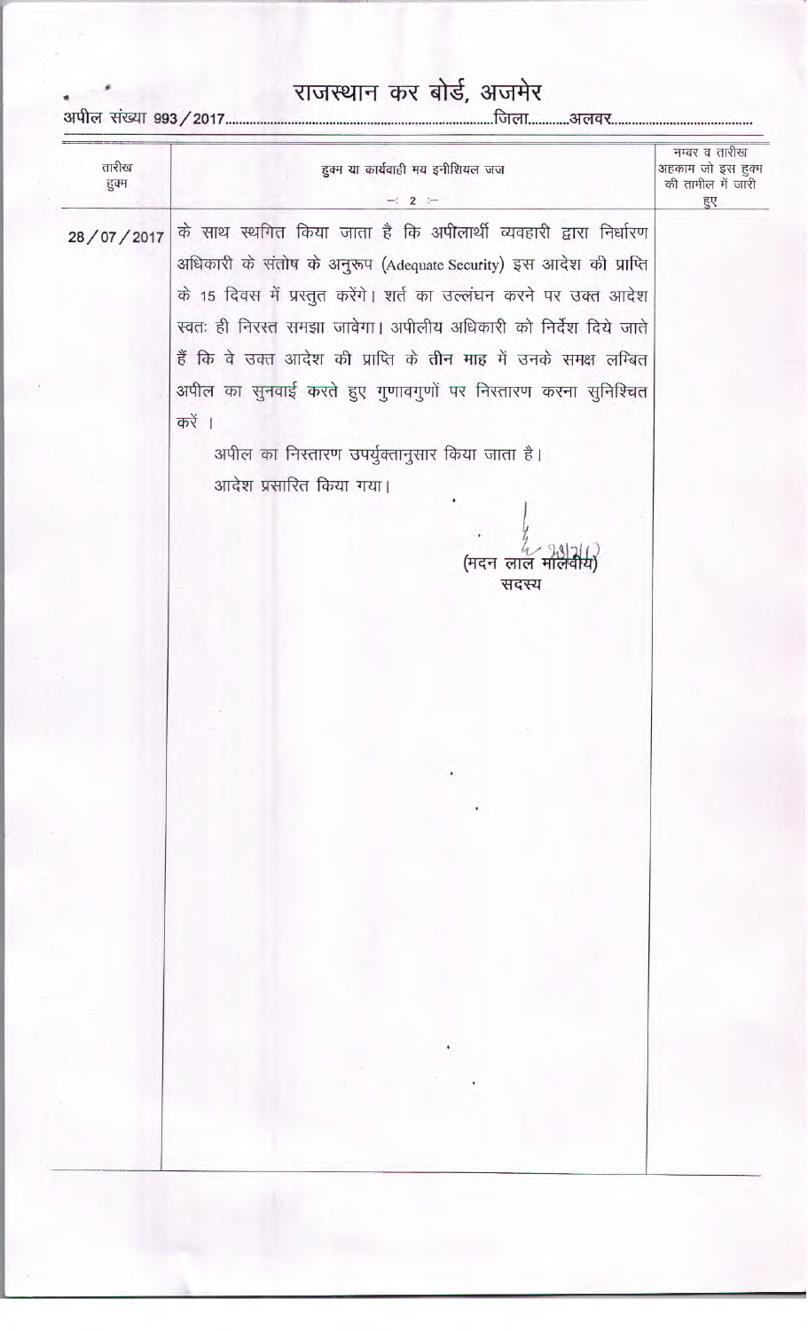# राजस्थान कर बोर्ड, अजमेर

अपील संख्या 993/2017.............................................................................जिला...........अलवर........................................

| तारीख हुक्म | हुक्म या कार्यवाही मय इनीशियल जज<br>-: 2 :- | नम्बर व तारीख अहकाम जो इस हुक्म की तामील में जारी हुए |
|---|---|---|
| 28/07/2017 | के साथ स्थगित किया जाता है कि अपीलार्थी व्यवहारी द्वारा निर्धारण अधिकारी के संतोष के अनुरूप (Adequate Security) इस आदेश की प्राप्ति के 15 दिवस में प्रस्तुत करेंगे। शर्त का उल्लंघन करने पर उक्त आदेश स्वतः ही निरस्त समझा जावेगा। अपीलीय अधिकारी को निर्देश दिये जाते हैं कि वे उक्त आदेश की प्राप्ति के **तीन** माह में उनके समक्ष लम्बित अपील का सुनवाई करते हुए गुणावगुणों पर निस्तारण करना सुनिश्चित करें ।<br><br>अपील का निस्तारण उपर्युक्तानुसार किया जाता है।<br><br>आदेश प्रसारित किया गया।<br><br>(मदन लाल मालवीय)<br>सदस्य | |